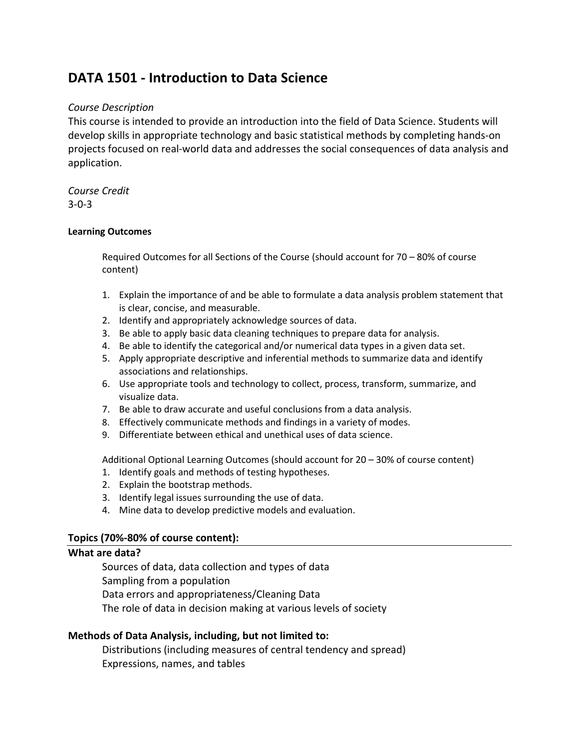# DATA 1501 - Introduction to Data Science

*Course Description*

This course is intended to provide an introduction into the field of Data Science. Students will develop skills in appropriate technology and basic statistical methods by completing hands-on projects focused on real-world data and addresses the social consequences of data analysis and application.

*Course Credit*

3-0-3

#### Learning Outcomes

Required Outcomes for all Sections of the Course (should account for 70 – 80% of course content)

1. Explain the importance of and be able to formulate a data analysis problem statement that is clear, concise, and measurable.
2. Identify and appropriately acknowledge sources of data.
3. Be able to apply basic data cleaning techniques to prepare data for analysis.
4. Be able to identify the categorical and/or numerical data types in a given data set.
5. Apply appropriate descriptive and inferential methods to summarize data and identify associations and relationships.
6. Use appropriate tools and technology to collect, process, transform, summarize, and visualize data.
7. Be able to draw accurate and useful conclusions from a data analysis.
8. Effectively communicate methods and findings in a variety of modes.
9. Differentiate between ethical and unethical uses of data science.

Additional Optional Learning Outcomes (should account for 20 – 30% of course content)

1. Identify goals and methods of testing hypotheses.
2. Explain the bootstrap methods.
3. Identify legal issues surrounding the use of data.
4. Mine data to develop predictive models and evaluation.

### Topics (70%-80% of course content):

### What are data?

Sources of data, data collection and types of data

Sampling from a population

Data errors and appropriateness/Cleaning Data

The role of data in decision making at various levels of society

### Methods of Data Analysis, including, but not limited to:

Distributions (including measures of central tendency and spread)

Expressions, names, and tables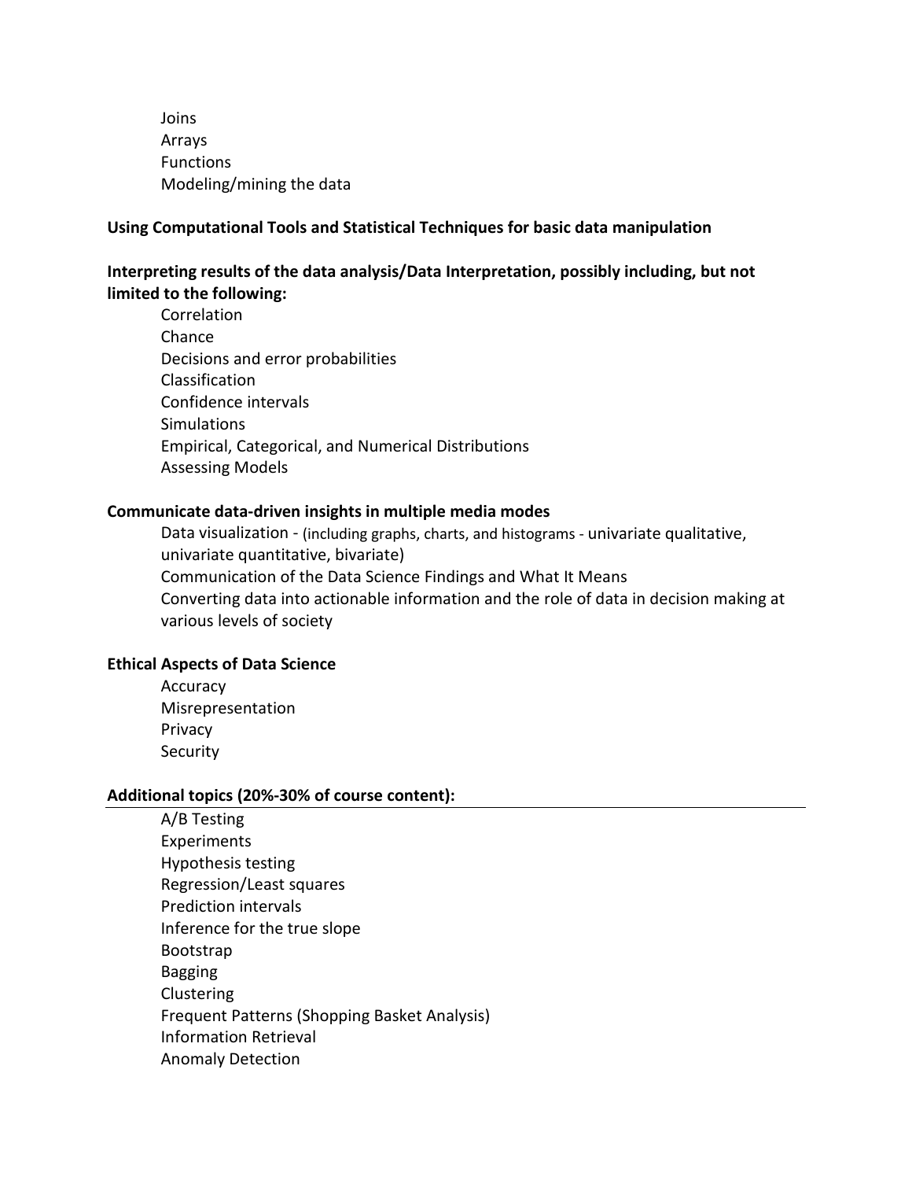Joins
Arrays
Functions
Modeling/mining the data

**Using Computational Tools and Statistical Techniques for basic data manipulation**

**Interpreting results of the data analysis/Data Interpretation, possibly including, but not limited to the following:**

Correlation
Chance
Decisions and error probabilities
Classification
Confidence intervals
Simulations
Empirical, Categorical, and Numerical Distributions
Assessing Models

**Communicate data-driven insights in multiple media modes**

Data visualization - (including graphs, charts, and histograms - univariate qualitative, univariate quantitative, bivariate)
Communication of the Data Science Findings and What It Means
Converting data into actionable information and the role of data in decision making at various levels of society

**Ethical Aspects of Data Science**

Accuracy
Misrepresentation
Privacy
Security

**Additional topics (20%-30% of course content):**

A/B Testing
Experiments
Hypothesis testing
Regression/Least squares
Prediction intervals
Inference for the true slope
Bootstrap
Bagging
Clustering
Frequent Patterns (Shopping Basket Analysis)
Information Retrieval
Anomaly Detection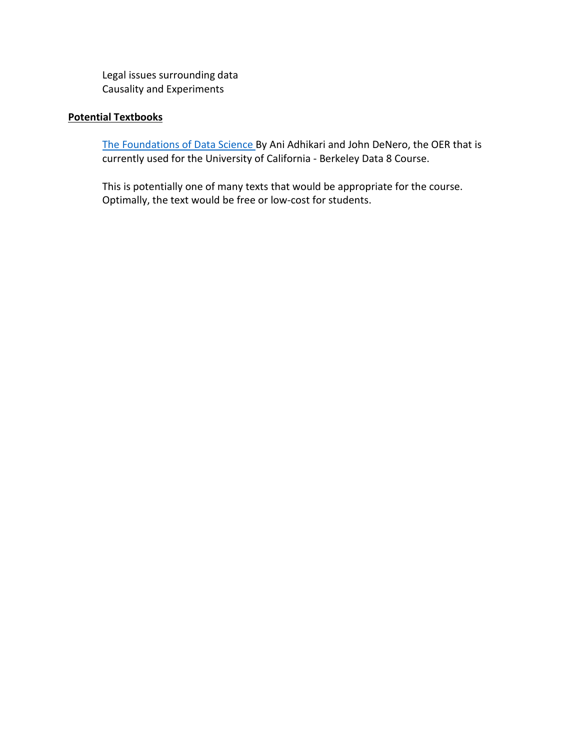Legal issues surrounding data
Causality and Experiments

**Potential Textbooks**

The Foundations of Data Science By Ani Adhikari and John DeNero, the OER that is currently used for the University of California - Berkeley Data 8 Course.

This is potentially one of many texts that would be appropriate for the course. Optimally, the text would be free or low-cost for students.